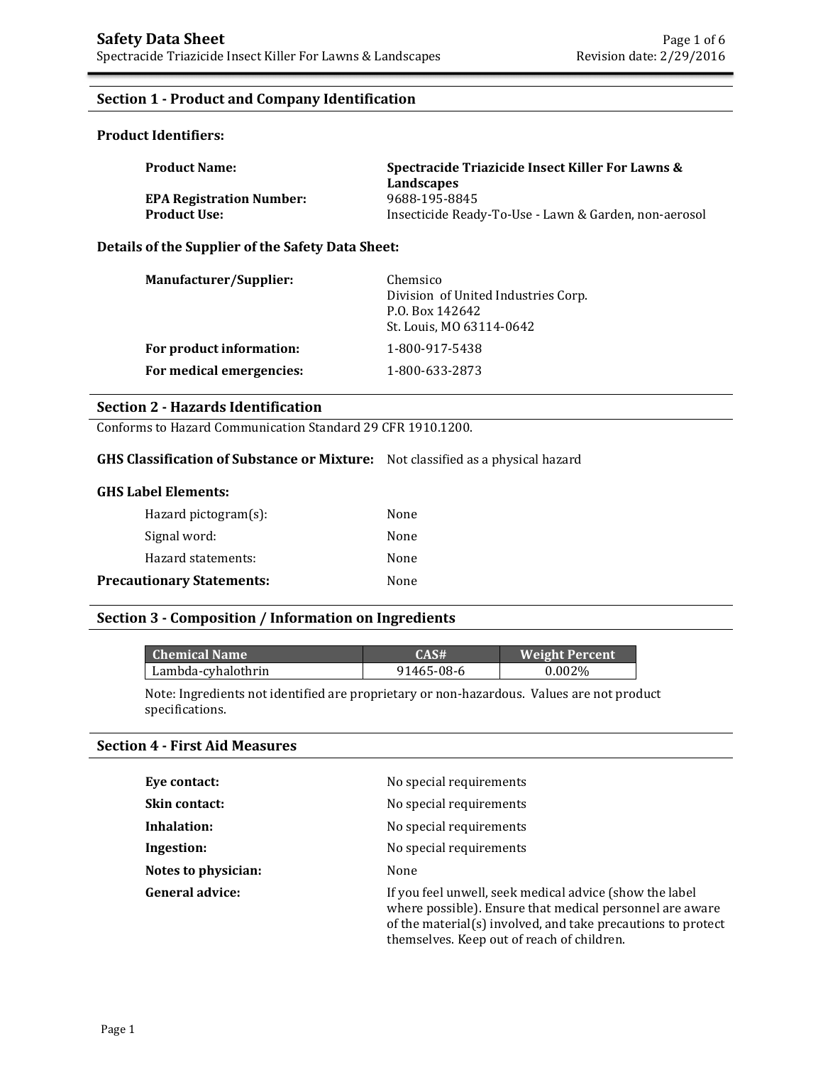# Safety Data Sheet

Spectracide Triazicide Insect Killer For Lawns & Landscapes

Revision date: 2/29/2016

## Section 1 - Product and Company Identification

### Product Identifiers:

| | |
|---|---|
| **Product Name:** | **Spectracide Triazicide Insect Killer For Lawns & Landscapes** |
| **EPA Registration Number:** | 9688-195-8845 |
| **Product Use:** | Insecticide Ready-To-Use - Lawn & Garden, non-aerosol |

### Details of the Supplier of the Safety Data Sheet:

| | |
|---|---|
| **Manufacturer/Supplier:** | Chemsico<br>Division of United Industries Corp.<br>P.O. Box 142642<br>St. Louis, MO 63114-0642 |
| **For product information:** | 1-800-917-5438 |
| **For medical emergencies:** | 1-800-633-2873 |

## Section 2 - Hazards Identification

Conforms to Hazard Communication Standard 29 CFR 1910.1200.

**GHS Classification of Substance or Mixture:** Not classified as a physical hazard

### GHS Label Elements:

| | |
|---|---|
| Hazard pictogram(s): | None |
| Signal word: | None |
| Hazard statements: | None |
| **Precautionary Statements:** | None |

## Section 3 - Composition / Information on Ingredients

| Chemical Name | CAS# | Weight Percent |
|---|---|---|
| Lambda-cyhalothrin | 91465-08-6 | 0.002% |

Note: Ingredients not identified are proprietary or non-hazardous. Values are not product specifications.

## Section 4 - First Aid Measures

| | |
|---|---|
| **Eye contact:** | No special requirements |
| **Skin contact:** | No special requirements |
| **Inhalation:** | No special requirements |
| **Ingestion:** | No special requirements |
| **Notes to physician:** | None |
| **General advice:** | If you feel unwell, seek medical advice (show the label where possible). Ensure that medical personnel are aware of the material(s) involved, and take precautions to protect themselves. Keep out of reach of children. |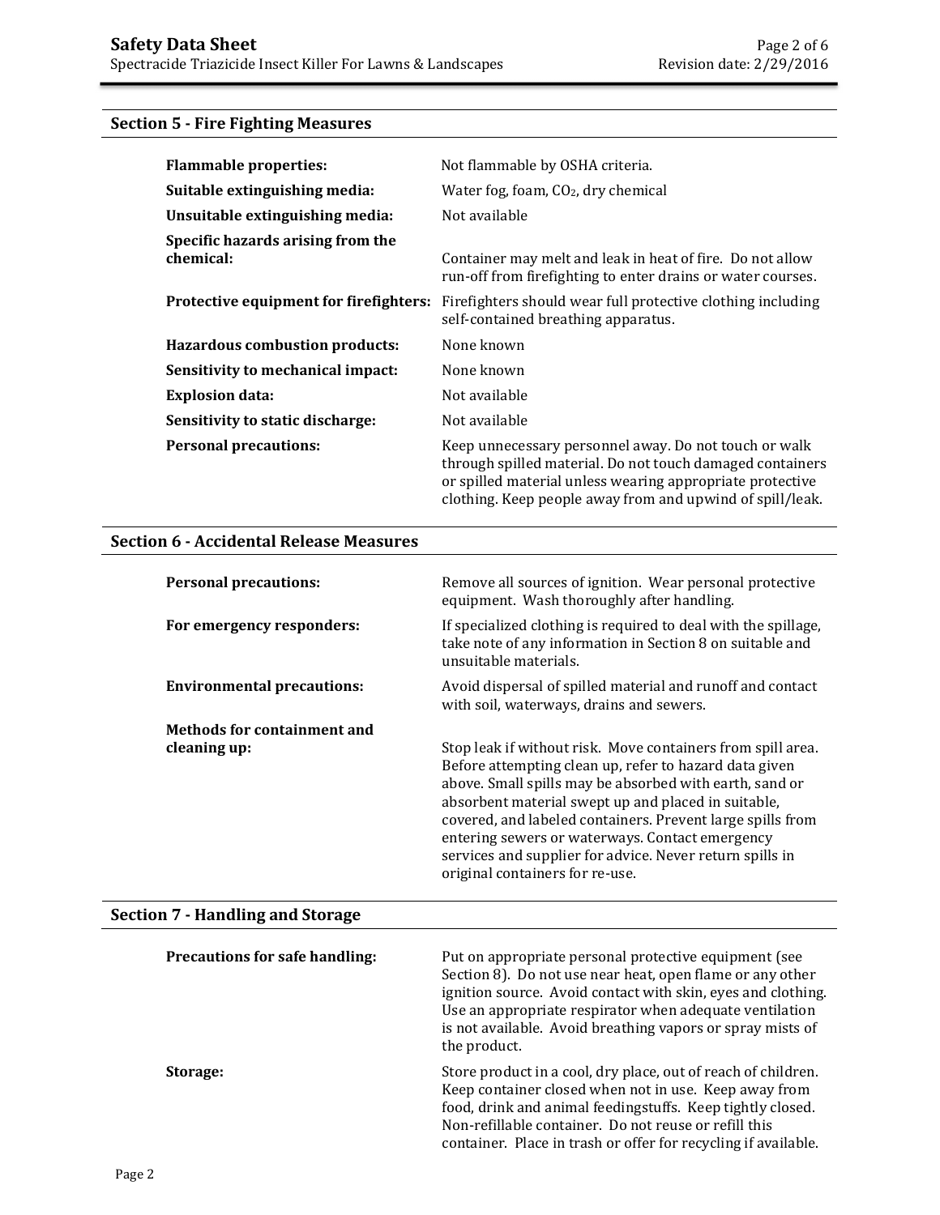## Section 5 - Fire Fighting Measures

| | |
|---|---|
| **Flammable properties:** | Not flammable by OSHA criteria. |
| **Suitable extinguishing media:** | Water fog, foam, $CO_2$, dry chemical |
| **Unsuitable extinguishing media:** | Not available |
| **Specific hazards arising from the chemical:** | Container may melt and leak in heat of fire. Do not allow run-off from firefighting to enter drains or water courses. |
| **Protective equipment for firefighters:** | Firefighters should wear full protective clothing including self-contained breathing apparatus. |
| **Hazardous combustion products:** | None known |
| **Sensitivity to mechanical impact:** | None known |
| **Explosion data:** | Not available |
| **Sensitivity to static discharge:** | Not available |
| **Personal precautions:** | Keep unnecessary personnel away. Do not touch or walk through spilled material. Do not touch damaged containers or spilled material unless wearing appropriate protective clothing. Keep people away from and upwind of spill/leak. |

## Section 6 - Accidental Release Measures

| | |
|---|---|
| **Personal precautions:** | Remove all sources of ignition. Wear personal protective equipment. Wash thoroughly after handling. |
| **For emergency responders:** | If specialized clothing is required to deal with the spillage, take note of any information in Section 8 on suitable and unsuitable materials. |
| **Environmental precautions:** | Avoid dispersal of spilled material and runoff and contact with soil, waterways, drains and sewers. |
| **Methods for containment and cleaning up:** | Stop leak if without risk. Move containers from spill area. Before attempting clean up, refer to hazard data given above. Small spills may be absorbed with earth, sand or absorbent material swept up and placed in suitable, covered, and labeled containers. Prevent large spills from entering sewers or waterways. Contact emergency services and supplier for advice. Never return spills in original containers for re-use. |

## Section 7 - Handling and Storage

| | |
|---|---|
| **Precautions for safe handling:** | Put on appropriate personal protective equipment (see Section 8). Do not use near heat, open flame or any other ignition source. Avoid contact with skin, eyes and clothing. Use an appropriate respirator when adequate ventilation is not available. Avoid breathing vapors or spray mists of the product. |
| **Storage:** | Store product in a cool, dry place, out of reach of children. Keep container closed when not in use. Keep away from food, drink and animal feedingstuffs. Keep tightly closed. Non-refillable container. Do not reuse or refill this container. Place in trash or offer for recycling if available. |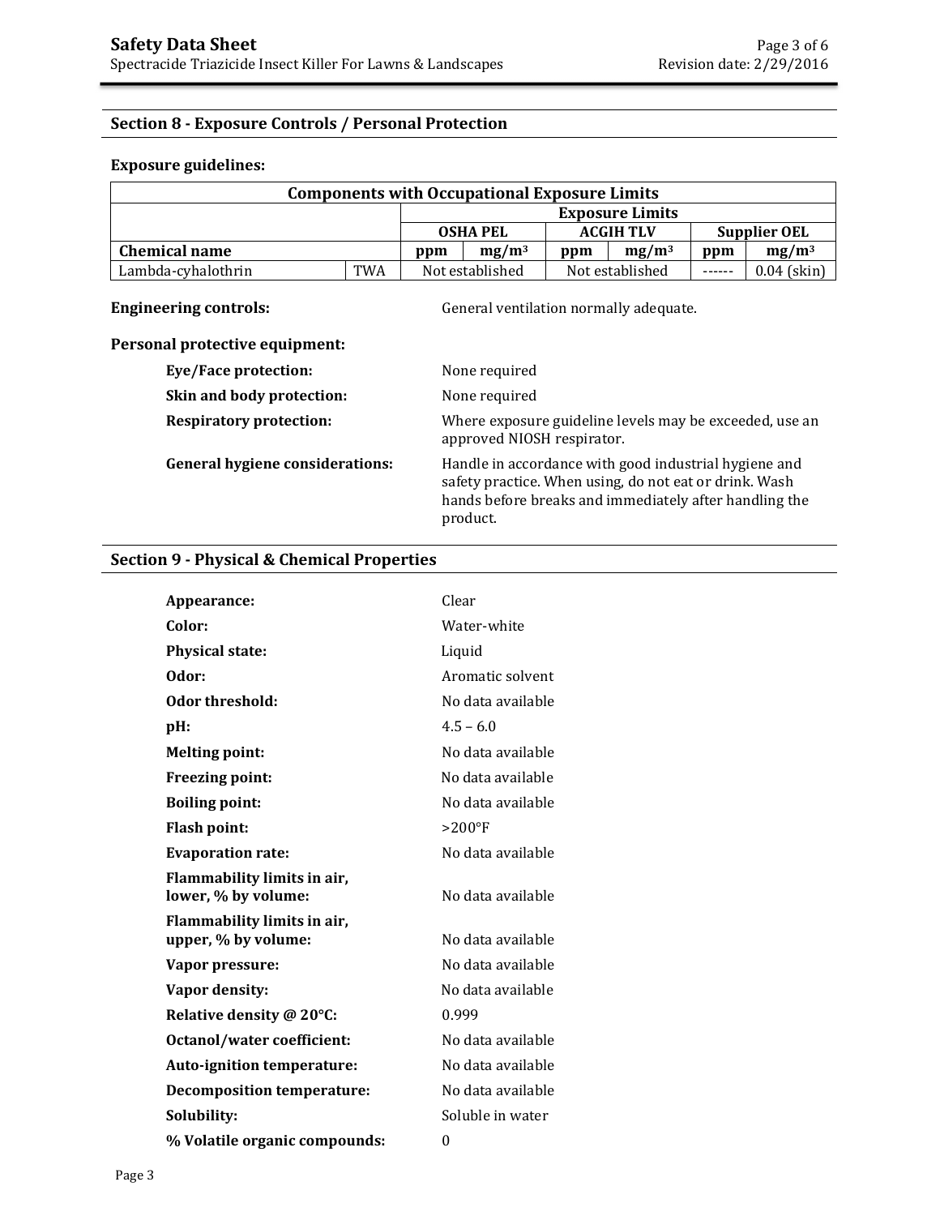## Section 8 - Exposure Controls / Personal Protection

**Exposure guidelines:**

| Components with Occupational Exposure Limits | | | | | | | |
|---|---|---|---|---|---|---|---|
| | | Exposure Limits | | | | | |
| | | OSHA PEL | | ACGIH TLV | | Supplier OEL | |
| **Chemical name** | | **ppm** | **mg/m³** | **ppm** | **mg/m³** | **ppm** | **mg/m³** |
| Lambda-cyhalothrin | TWA | Not established | | Not established | | ------ | 0.04 (skin) |

**Engineering controls:** General ventilation normally adequate.

**Personal protective equipment:**

- **Eye/Face protection:** None required
- **Skin and body protection:** None required
- **Respiratory protection:** Where exposure guideline levels may be exceeded, use an approved NIOSH respirator.
- **General hygiene considerations:** Handle in accordance with good industrial hygiene and safety practice. When using, do not eat or drink. Wash hands before breaks and immediately after handling the product.

## Section 9 - Physical & Chemical Properties

| | |
|---|---|
| **Appearance:** | Clear |
| **Color:** | Water-white |
| **Physical state:** | Liquid |
| **Odor:** | Aromatic solvent |
| **Odor threshold:** | No data available |
| **pH:** | 4.5 – 6.0 |
| **Melting point:** | No data available |
| **Freezing point:** | No data available |
| **Boiling point:** | No data available |
| **Flash point:** | >200°F |
| **Evaporation rate:** | No data available |
| **Flammability limits in air, lower, % by volume:** | No data available |
| **Flammability limits in air, upper, % by volume:** | No data available |
| **Vapor pressure:** | No data available |
| **Vapor density:** | No data available |
| **Relative density @ 20°C:** | 0.999 |
| **Octanol/water coefficient:** | No data available |
| **Auto-ignition temperature:** | No data available |
| **Decomposition temperature:** | No data available |
| **Solubility:** | Soluble in water |
| **% Volatile organic compounds:** | 0 |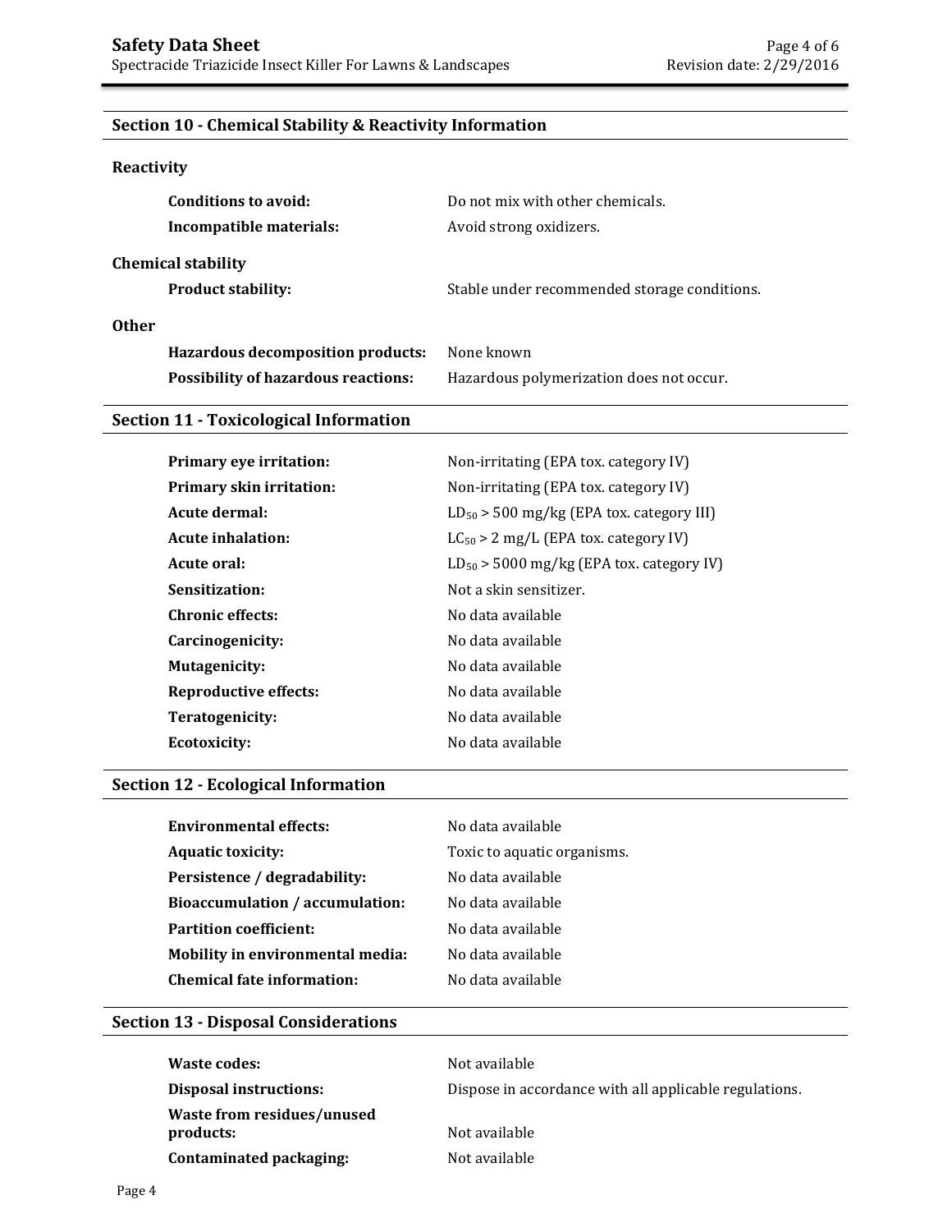## Section 10 - Chemical Stability & Reactivity Information

### Reactivity

| | |
|---|---|
| **Conditions to avoid:** | Do not mix with other chemicals. |
| **Incompatible materials:** | Avoid strong oxidizers. |

### Chemical stability

| | |
|---|---|
| **Product stability:** | Stable under recommended storage conditions. |

### Other

| | |
|---|---|
| **Hazardous decomposition products:** | None known |
| **Possibility of hazardous reactions:** | Hazardous polymerization does not occur. |

## Section 11 - Toxicological Information

| | |
|---|---|
| **Primary eye irritation:** | Non-irritating (EPA tox. category IV) |
| **Primary skin irritation:** | Non-irritating (EPA tox. category IV) |
| **Acute dermal:** | $LD_{50}$ > 500 mg/kg (EPA tox. category III) |
| **Acute inhalation:** | $LC_{50}$ > 2 mg/L (EPA tox. category IV) |
| **Acute oral:** | $LD_{50}$ > 5000 mg/kg (EPA tox. category IV) |
| **Sensitization:** | Not a skin sensitizer. |
| **Chronic effects:** | No data available |
| **Carcinogenicity:** | No data available |
| **Mutagenicity:** | No data available |
| **Reproductive effects:** | No data available |
| **Teratogenicity:** | No data available |
| **Ecotoxicity:** | No data available |

## Section 12 - Ecological Information

| | |
|---|---|
| **Environmental effects:** | No data available |
| **Aquatic toxicity:** | Toxic to aquatic organisms. |
| **Persistence / degradability:** | No data available |
| **Bioaccumulation / accumulation:** | No data available |
| **Partition coefficient:** | No data available |
| **Mobility in environmental media:** | No data available |
| **Chemical fate information:** | No data available |

## Section 13 - Disposal Considerations

| | |
|---|---|
| **Waste codes:** | Not available |
| **Disposal instructions:** | Dispose in accordance with all applicable regulations. |
| **Waste from residues/unused products:** | Not available |
| **Contaminated packaging:** | Not available |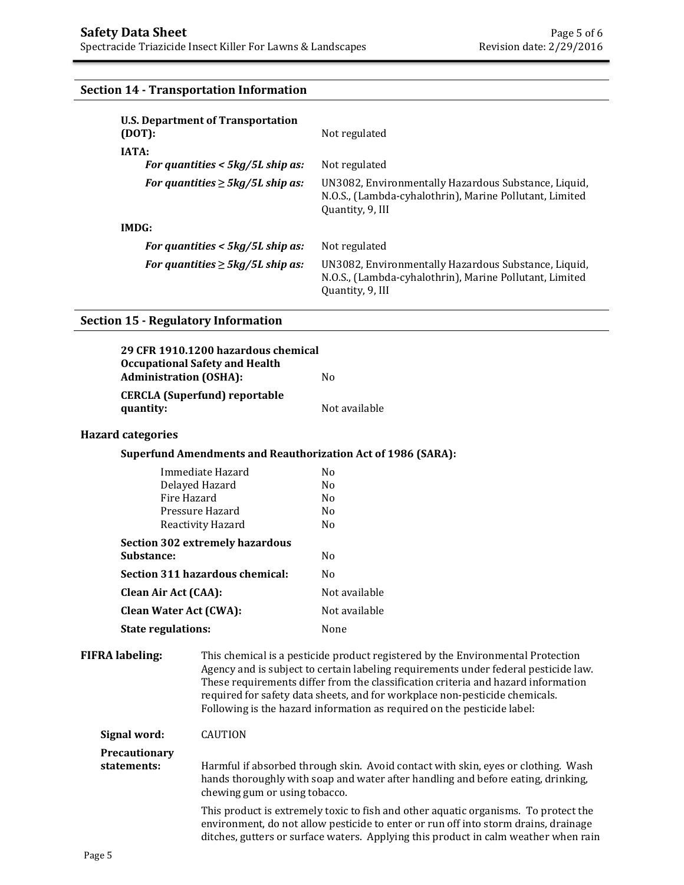## Section 14 - Transportation Information

| | |
|---|---|
| **U.S. Department of Transportation (DOT):** | Not regulated |
| **IATA:** | |
| ***For quantities < 5kg/5L ship as:*** | Not regulated |
| ***For quantities ≥ 5kg/5L ship as:*** | UN3082, Environmentally Hazardous Substance, Liquid, N.O.S., (Lambda-cyhalothrin), Marine Pollutant, Limited Quantity, 9, III |
| **IMDG:** | |
| ***For quantities < 5kg/5L ship as:*** | Not regulated |
| ***For quantities ≥ 5kg/5L ship as:*** | UN3082, Environmentally Hazardous Substance, Liquid, N.O.S., (Lambda-cyhalothrin), Marine Pollutant, Limited Quantity, 9, III |

## Section 15 - Regulatory Information

| | |
|---|---|
| **29 CFR 1910.1200 hazardous chemical Occupational Safety and Health Administration (OSHA):** | No |
| **CERCLA (Superfund) reportable quantity:** | Not available |

### Hazard categories

**Superfund Amendments and Reauthorization Act of 1986 (SARA):**

| | |
|---|---|
| Immediate Hazard | No |
| Delayed Hazard | No |
| Fire Hazard | No |
| Pressure Hazard | No |
| Reactivity Hazard | No |

| | |
|---|---|
| **Section 302 extremely hazardous Substance:** | No |
| **Section 311 hazardous chemical:** | No |
| **Clean Air Act (CAA):** | Not available |
| **Clean Water Act (CWA):** | Not available |
| **State regulations:** | None |

**FIFRA labeling:** This chemical is a pesticide product registered by the Environmental Protection Agency and is subject to certain labeling requirements under federal pesticide law. These requirements differ from the classification criteria and hazard information required for safety data sheets, and for workplace non-pesticide chemicals. Following is the hazard information as required on the pesticide label:

**Signal word:** CAUTION

**Precautionary statements:** Harmful if absorbed through skin. Avoid contact with skin, eyes or clothing. Wash hands thoroughly with soap and water after handling and before eating, drinking, chewing gum or using tobacco.

This product is extremely toxic to fish and other aquatic organisms. To protect the environment, do not allow pesticide to enter or run off into storm drains, drainage ditches, gutters or surface waters. Applying this product in calm weather when rain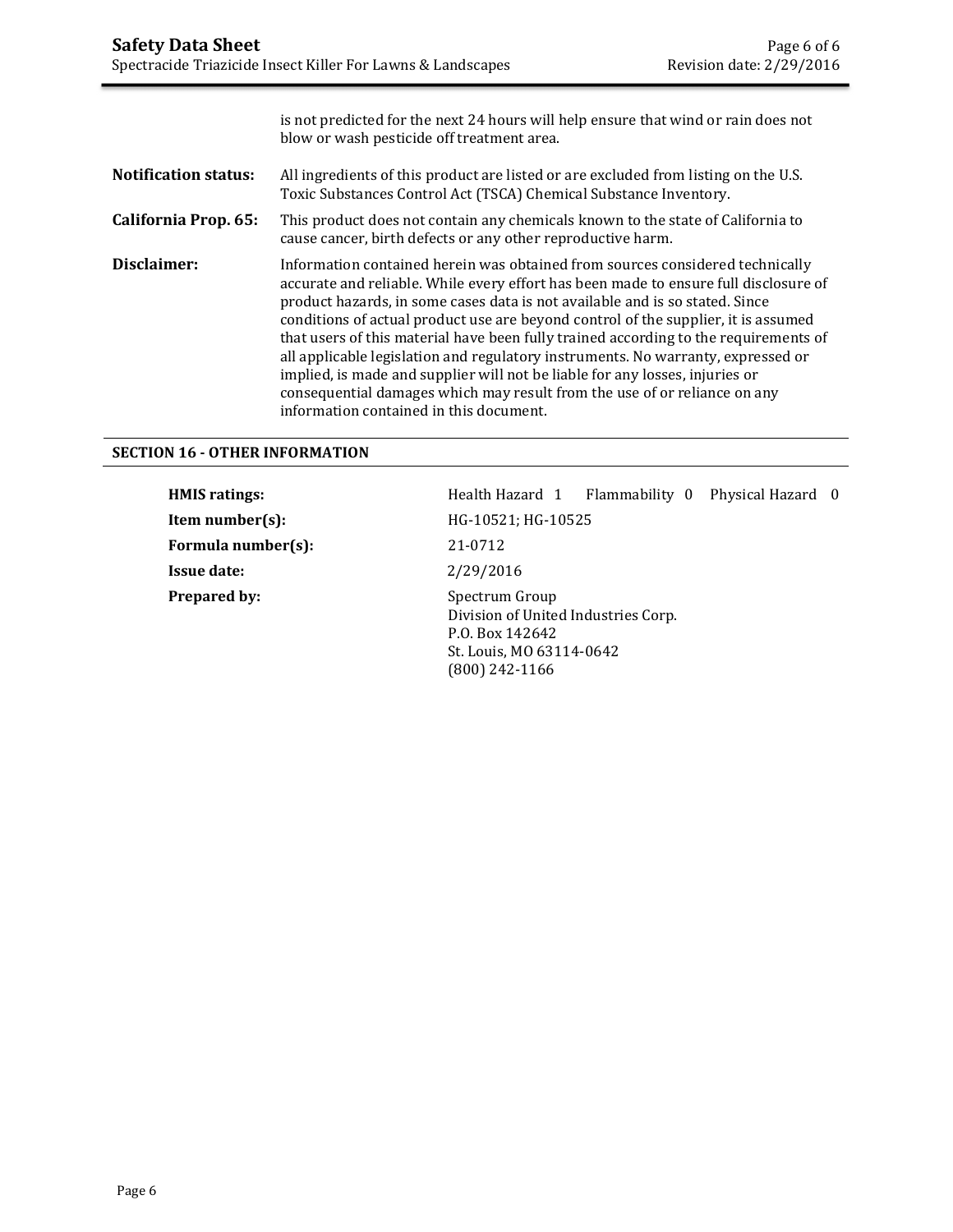| | |
|---|---|
| | is not predicted for the next 24 hours will help ensure that wind or rain does not blow or wash pesticide off treatment area. |
| **Notification status:** | All ingredients of this product are listed or are excluded from listing on the U.S. Toxic Substances Control Act (TSCA) Chemical Substance Inventory. |
| **California Prop. 65:** | This product does not contain any chemicals known to the state of California to cause cancer, birth defects or any other reproductive harm. |
| **Disclaimer:** | Information contained herein was obtained from sources considered technically accurate and reliable. While every effort has been made to ensure full disclosure of product hazards, in some cases data is not available and is so stated. Since conditions of actual product use are beyond control of the supplier, it is assumed that users of this material have been fully trained according to the requirements of all applicable legislation and regulatory instruments. No warranty, expressed or implied, is made and supplier will not be liable for any losses, injuries or consequential damages which may result from the use of or reliance on any information contained in this document. |

## SECTION 16 - OTHER INFORMATION

| | |
|---|---|
| **HMIS ratings:** | Health Hazard 1 Flammability 0 Physical Hazard 0 |
| **Item number(s):** | HG-10521; HG-10525 |
| **Formula number(s):** | 21-0712 |
| **Issue date:** | 2/29/2016 |
| **Prepared by:** | Spectrum Group<br>Division of United Industries Corp.<br>P.O. Box 142642<br>St. Louis, MO 63114-0642<br>(800) 242-1166 |